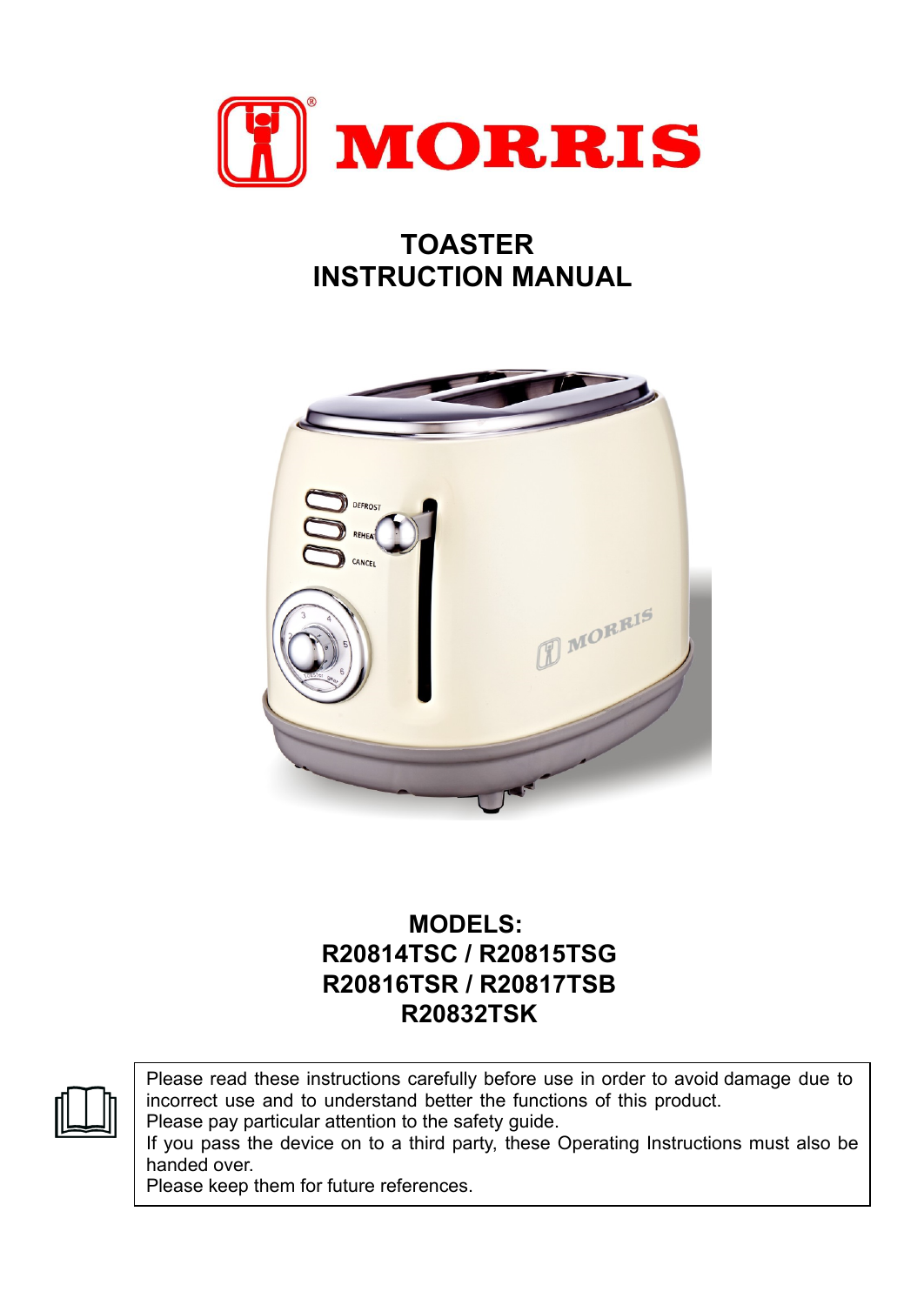# MORRIS

## TOASTER
## INSTRUCTION MANUAL

**MODELS:**
**R20814TSC / R20815TSG**
**R20816TSR / R20817TSB**
**R20832TSK**

Please read these instructions carefully before use in order to avoid damage due to incorrect use and to understand better the functions of this product.
Please pay particular attention to the safety guide.
If you pass the device on to a third party, these Operating Instructions must also be handed over.
Please keep them for future references.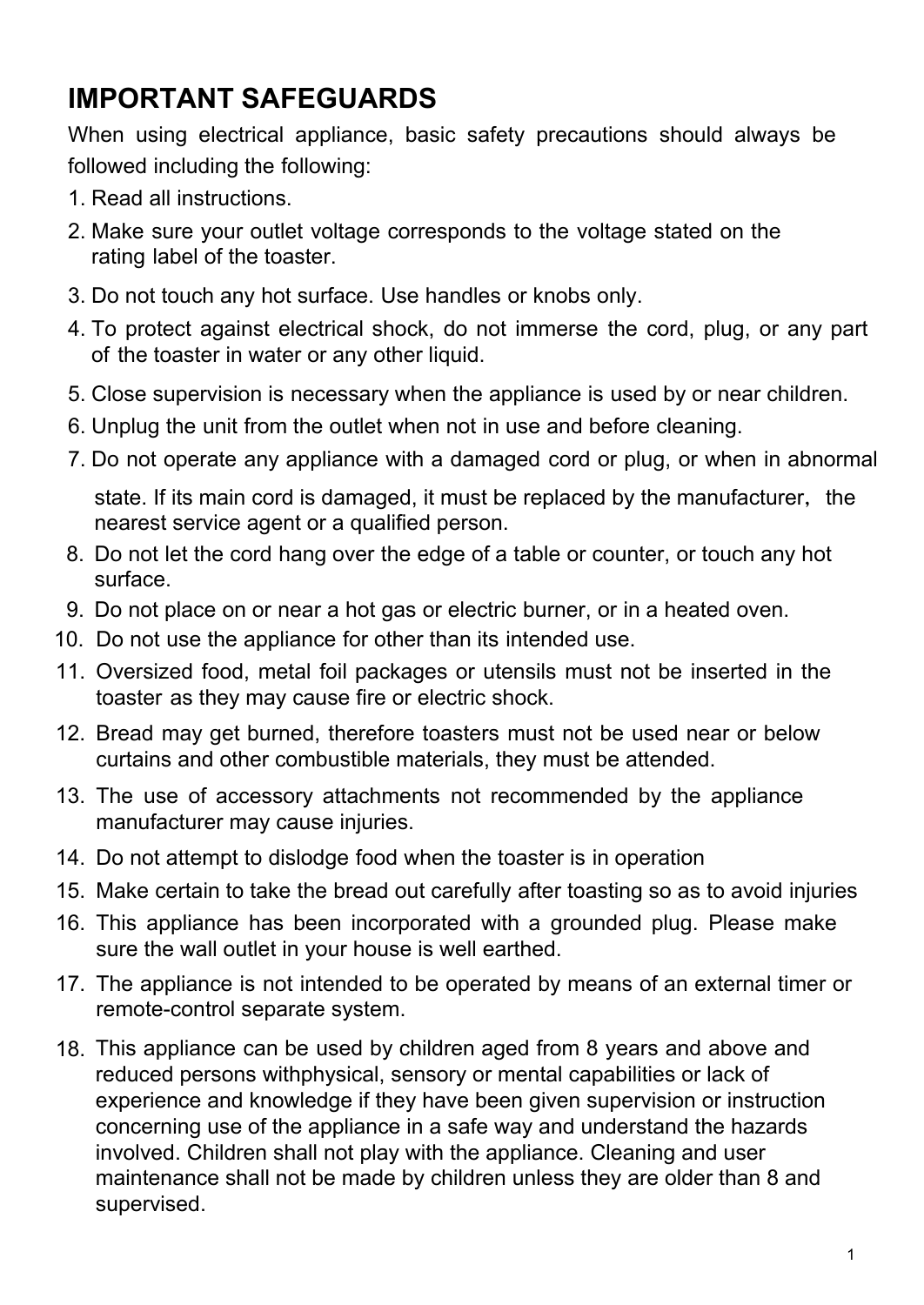# IMPORTANT SAFEGUARDS

When using electrical appliance, basic safety precautions should always be followed including the following:

1. Read all instructions.
2. Make sure your outlet voltage corresponds to the voltage stated on the rating label of the toaster.
3. Do not touch any hot surface. Use handles or knobs only.
4. To protect against electrical shock, do not immerse the cord, plug, or any part of the toaster in water or any other liquid.
5. Close supervision is necessary when the appliance is used by or near children.
6. Unplug the unit from the outlet when not in use and before cleaning.
7. Do not operate any appliance with a damaged cord or plug, or when in abnormal state. If its main cord is damaged, it must be replaced by the manufacturer, the nearest service agent or a qualified person.
8. Do not let the cord hang over the edge of a table or counter, or touch any hot surface.
9. Do not place on or near a hot gas or electric burner, or in a heated oven.
10. Do not use the appliance for other than its intended use.
11. Oversized food, metal foil packages or utensils must not be inserted in the toaster as they may cause fire or electric shock.
12. Bread may get burned, therefore toasters must not be used near or below curtains and other combustible materials, they must be attended.
13. The use of accessory attachments not recommended by the appliance manufacturer may cause injuries.
14. Do not attempt to dislodge food when the toaster is in operation
15. Make certain to take the bread out carefully after toasting so as to avoid injuries
16. This appliance has been incorporated with a grounded plug. Please make sure the wall outlet in your house is well earthed.
17. The appliance is not intended to be operated by means of an external timer or remote-control separate system.
18. This appliance can be used by children aged from 8 years and above and reduced persons withphysical, sensory or mental capabilities or lack of experience and knowledge if they have been given supervision or instruction concerning use of the appliance in a safe way and understand the hazards involved. Children shall not play with the appliance. Cleaning and user maintenance shall not be made by children unless they are older than 8 and supervised.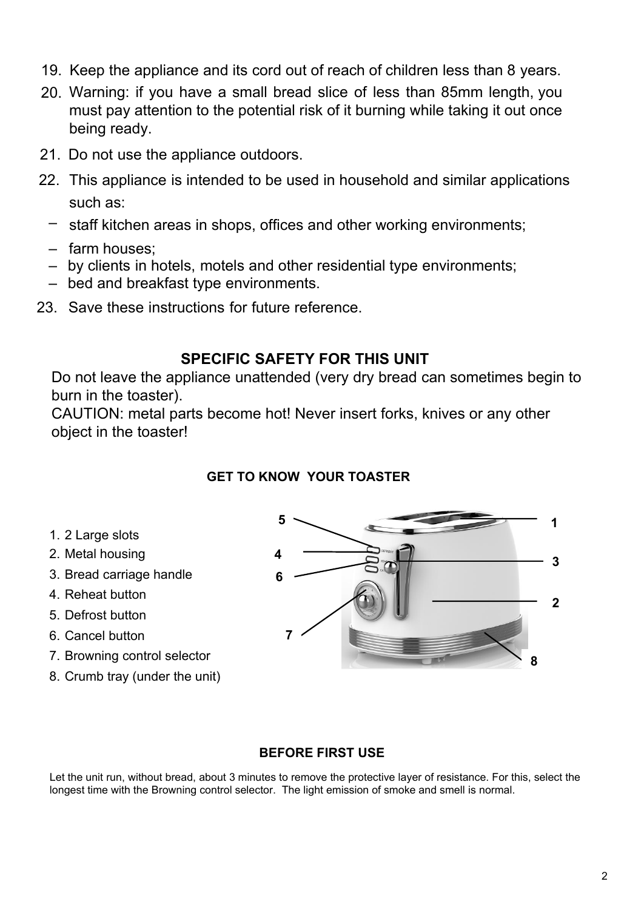19. Keep the appliance and its cord out of reach of children less than 8 years.
20. Warning: if you have a small bread slice of less than 85mm length, you must pay attention to the potential risk of it burning while taking it out once being ready.
21. Do not use the appliance outdoors.
22. This appliance is intended to be used in household and similar applications such as:
    - staff kitchen areas in shops, offices and other working environments;
    - farm houses;
    - by clients in hotels, motels and other residential type environments;
    - bed and breakfast type environments.
23. Save these instructions for future reference.

## SPECIFIC SAFETY FOR THIS UNIT

Do not leave the appliance unattended (very dry bread can sometimes begin to burn in the toaster).

CAUTION: metal parts become hot! Never insert forks, knives or any other object in the toaster!

## GET TO KNOW YOUR TOASTER

1. 2 Large slots
2. Metal housing
3. Bread carriage handle
4. Reheat button
5. Defrost button
6. Cancel button
7. Browning control selector
8. Crumb tray (under the unit)

## BEFORE FIRST USE

Let the unit run, without bread, about 3 minutes to remove the protective layer of resistance. For this, select the longest time with the Browning control selector. The light emission of smoke and smell is normal.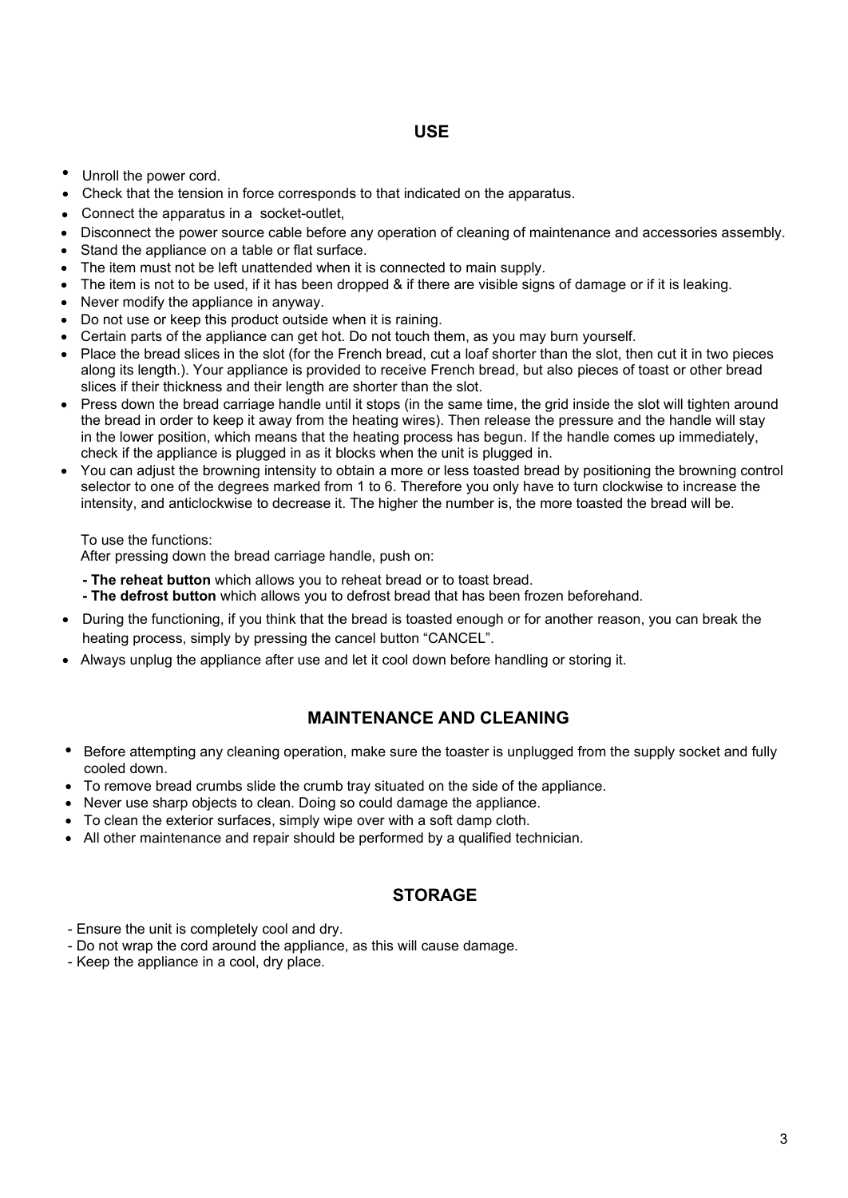## USE

- Unroll the power cord.
- Check that the tension in force corresponds to that indicated on the apparatus.
- Connect the apparatus in a socket-outlet,
- Disconnect the power source cable before any operation of cleaning of maintenance and accessories assembly.
- Stand the appliance on a table or flat surface.
- The item must not be left unattended when it is connected to main supply.
- The item is not to be used, if it has been dropped & if there are visible signs of damage or if it is leaking.
- Never modify the appliance in anyway.
- Do not use or keep this product outside when it is raining.
- Certain parts of the appliance can get hot. Do not touch them, as you may burn yourself.
- Place the bread slices in the slot (for the French bread, cut a loaf shorter than the slot, then cut it in two pieces along its length.). Your appliance is provided to receive French bread, but also pieces of toast or other bread slices if their thickness and their length are shorter than the slot.
- Press down the bread carriage handle until it stops (in the same time, the grid inside the slot will tighten around the bread in order to keep it away from the heating wires). Then release the pressure and the handle will stay in the lower position, which means that the heating process has begun. If the handle comes up immediately, check if the appliance is plugged in as it blocks when the unit is plugged in.
- You can adjust the browning intensity to obtain a more or less toasted bread by positioning the browning control selector to one of the degrees marked from 1 to 6. Therefore you only have to turn clockwise to increase the intensity, and anticlockwise to decrease it. The higher the number is, the more toasted the bread will be.

To use the functions:
After pressing down the bread carriage handle, push on:

**- The reheat button** which allows you to reheat bread or to toast bread.
**- The defrost button** which allows you to defrost bread that has been frozen beforehand.

- During the functioning, if you think that the bread is toasted enough or for another reason, you can break the heating process, simply by pressing the cancel button "CANCEL".
- Always unplug the appliance after use and let it cool down before handling or storing it.

## MAINTENANCE AND CLEANING

- Before attempting any cleaning operation, make sure the toaster is unplugged from the supply socket and fully cooled down.
- To remove bread crumbs slide the crumb tray situated on the side of the appliance.
- Never use sharp objects to clean. Doing so could damage the appliance.
- To clean the exterior surfaces, simply wipe over with a soft damp cloth.
- All other maintenance and repair should be performed by a qualified technician.

## STORAGE

- Ensure the unit is completely cool and dry.
- Do not wrap the cord around the appliance, as this will cause damage.
- Keep the appliance in a cool, dry place.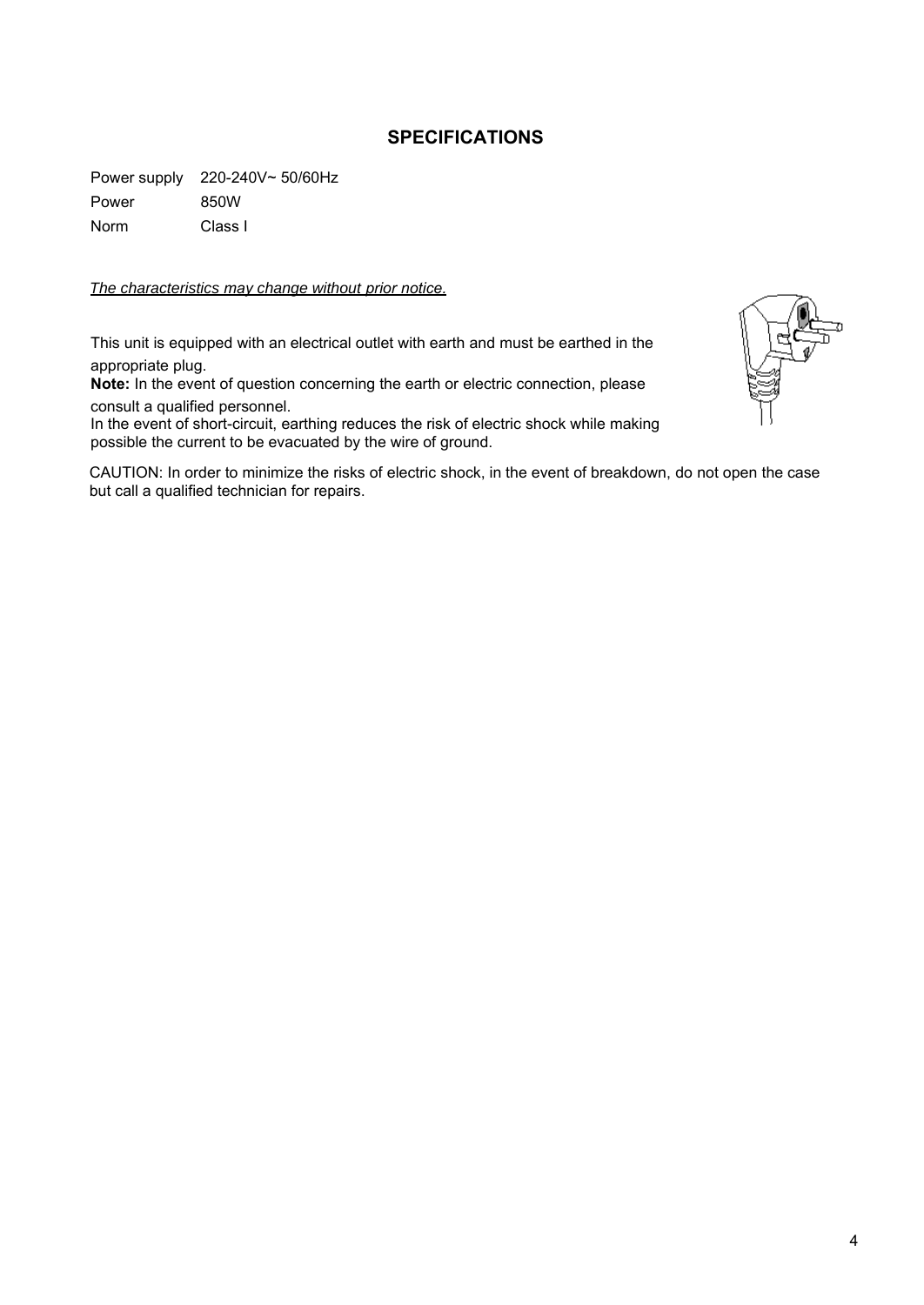## SPECIFICATIONS

| | |
|---|---|
| Power supply | 220-240V~ 50/60Hz |
| Power | 850W |
| Norm | Class I |

*The characteristics may change without prior notice.*

This unit is equipped with an electrical outlet with earth and must be earthed in the appropriate plug.

**Note:** In the event of question concerning the earth or electric connection, please consult a qualified personnel.

In the event of short-circuit, earthing reduces the risk of electric shock while making possible the current to be evacuated by the wire of ground.

CAUTION: In order to minimize the risks of electric shock, in the event of breakdown, do not open the case but call a qualified technician for repairs.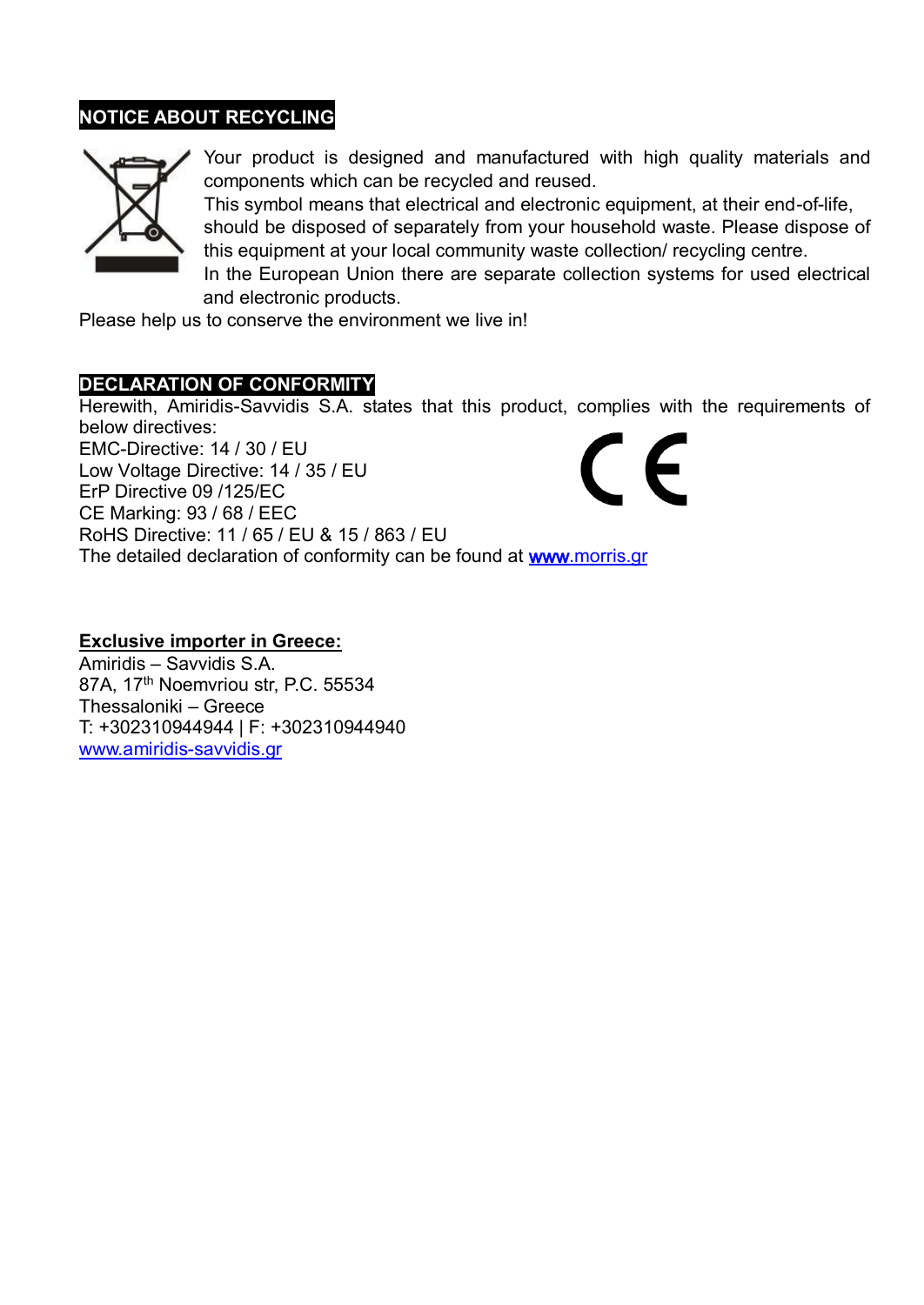## NOTICE ABOUT RECYCLING

Your product is designed and manufactured with high quality materials and components which can be recycled and reused.
This symbol means that electrical and electronic equipment, at their end-of-life, should be disposed of separately from your household waste. Please dispose of this equipment at your local community waste collection/ recycling centre.
In the European Union there are separate collection systems for used electrical and electronic products.
Please help us to conserve the environment we live in!

## DECLARATION OF CONFORMITY

Herewith, Amiridis-Savvidis S.A. states that this product, complies with the requirements of below directives:
EMC-Directive: 14 / 30 / EU
Low Voltage Directive: 14 / 35 / EU
ErP Directive 09 /125/EC
CE Marking: 93 / 68 / EEC
RoHS Directive: 11 / 65 / EU & 15 / 863 / EU
The detailed declaration of conformity can be found at www.morris.gr

CE

**Exclusive importer in Greece:**
Amiridis – Savvidis S.A.
87A, 17th Noemvriou str, P.C. 55534
Thessaloniki – Greece
T: +302310944944 | F: +302310944940
www.amiridis-savvidis.gr